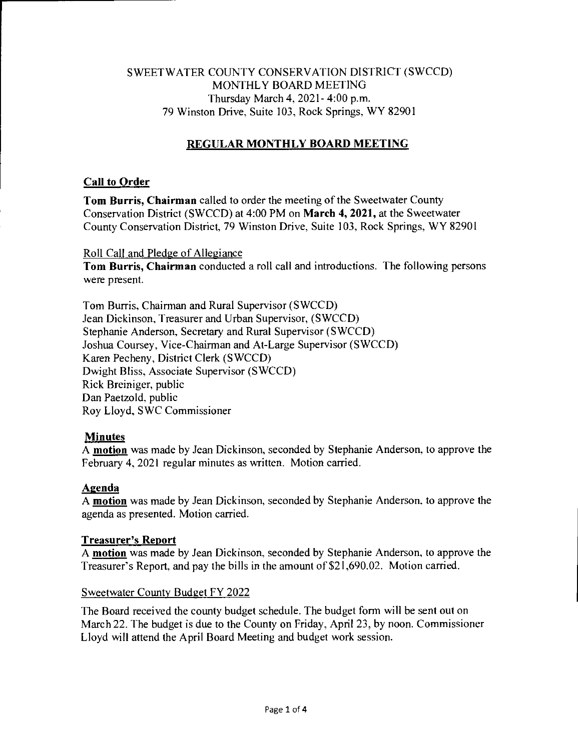SWEETWATER COUNTY CONSERVATION DISTRICT (SWCCD)
MONTHLY BOARD MEETING
Thursday March 4, 2021- 4:00 p.m.
79 Winston Drive, Suite 103, Rock Springs, WY 82901

# REGULAR MONTHLY BOARD MEETING

## Call to Order

**Tom Burris, Chairman** called to order the meeting of the Sweetwater County Conservation District (SWCCD) at 4:00 PM on **March 4, 2021,** at the Sweetwater County Conservation District, 79 Winston Drive, Suite 103, Rock Springs, WY 82901

### Roll Call and Pledge of Allegiance

**Tom Burris, Chairman** conducted a roll call and introductions. The following persons were present.

Tom Burris, Chairman and Rural Supervisor (SWCCD)
Jean Dickinson, Treasurer and Urban Supervisor, (SWCCD)
Stephanie Anderson, Secretary and Rural Supervisor (SWCCD)
Joshua Coursey, Vice-Chairman and At-Large Supervisor (SWCCD)
Karen Pecheny, District Clerk (SWCCD)
Dwight Bliss, Associate Supervisor (SWCCD)
Rick Breiniger, public
Dan Paetzold, public
Roy Lloyd, SWC Commissioner

## Minutes

A **motion** was made by Jean Dickinson, seconded by Stephanie Anderson, to approve the February 4, 2021 regular minutes as written. Motion carried.

## Agenda

A **motion** was made by Jean Dickinson, seconded by Stephanie Anderson, to approve the agenda as presented. Motion carried.

## Treasurer's Report

A **motion** was made by Jean Dickinson, seconded by Stephanie Anderson, to approve the Treasurer's Report, and pay the bills in the amount of $21,690.02. Motion carried.

### Sweetwater County Budget FY 2022

The Board received the county budget schedule. The budget form will be sent out on March 22. The budget is due to the County on Friday, April 23, by noon. Commissioner Lloyd will attend the April Board Meeting and budget work session.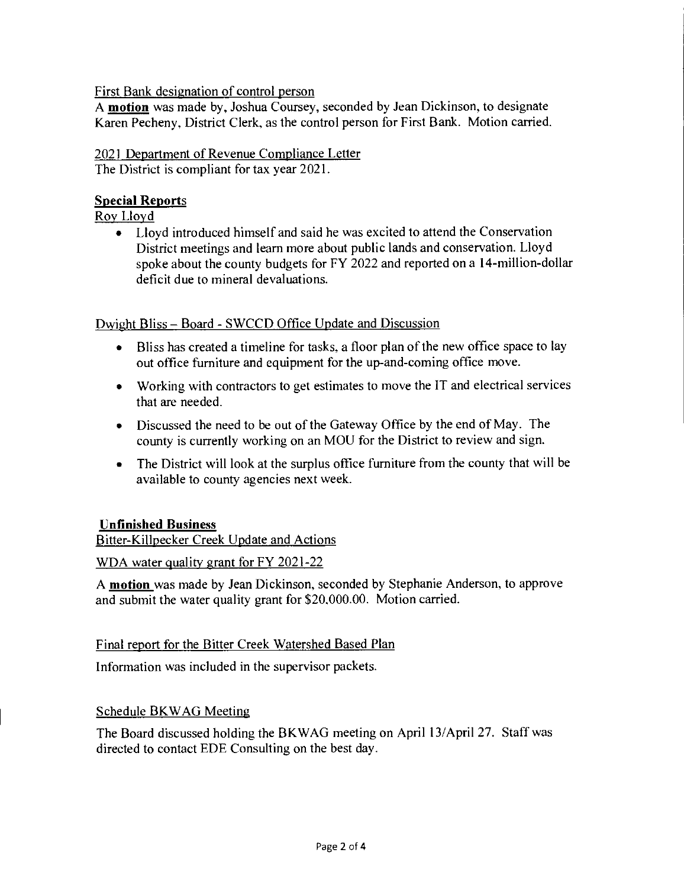First Bank designation of control person

A **motion** was made by, Joshua Coursey, seconded by Jean Dickinson, to designate Karen Pecheny, District Clerk, as the control person for First Bank. Motion carried.

2021 Department of Revenue Compliance Letter

The District is compliant for tax year 2021.

**Special Reports**

Roy Lloyd

- Lloyd introduced himself and said he was excited to attend the Conservation District meetings and learn more about public lands and conservation. Lloyd spoke about the county budgets for FY 2022 and reported on a 14-million-dollar deficit due to mineral devaluations.

Dwight Bliss – Board - SWCCD Office Update and Discussion

- Bliss has created a timeline for tasks, a floor plan of the new office space to lay out office furniture and equipment for the up-and-coming office move.
- Working with contractors to get estimates to move the IT and electrical services that are needed.
- Discussed the need to be out of the Gateway Office by the end of May. The county is currently working on an MOU for the District to review and sign.
- The District will look at the surplus office furniture from the county that will be available to county agencies next week.

**Unfinished Business**

Bitter-Killpecker Creek Update and Actions

WDA water quality grant for FY 2021-22

A **motion** was made by Jean Dickinson, seconded by Stephanie Anderson, to approve and submit the water quality grant for $20,000.00. Motion carried.

Final report for the Bitter Creek Watershed Based Plan

Information was included in the supervisor packets.

Schedule BKWAG Meeting

The Board discussed holding the BKWAG meeting on April 13/April 27. Staff was directed to contact EDE Consulting on the best day.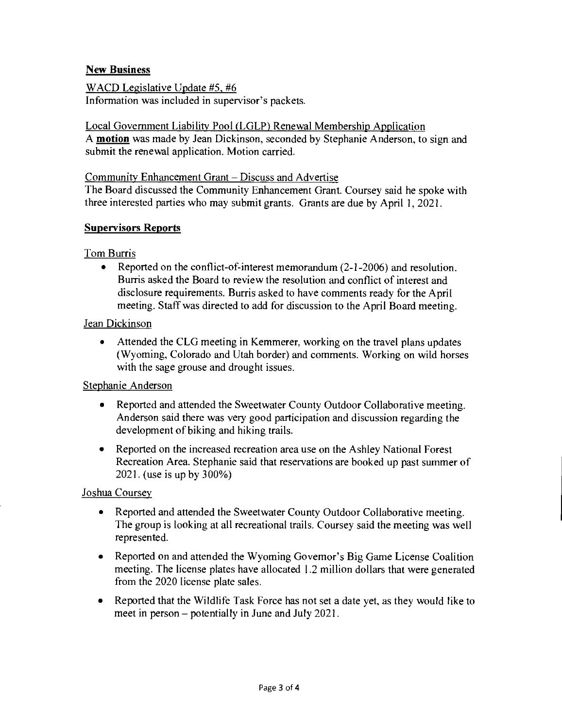## New Business

WACD Legislative Update #5, #6

Information was included in supervisor's packets.

Local Government Liability Pool (LGLP) Renewal Membership Application

A **motion** was made by Jean Dickinson, seconded by Stephanie Anderson, to sign and submit the renewal application. Motion carried.

Community Enhancement Grant – Discuss and Advertise

The Board discussed the Community Enhancement Grant. Coursey said he spoke with three interested parties who may submit grants. Grants are due by April 1, 2021.

## Supervisors Reports

Tom Burris

- Reported on the conflict-of-interest memorandum (2-1-2006) and resolution. Burris asked the Board to review the resolution and conflict of interest and disclosure requirements. Burris asked to have comments ready for the April meeting. Staff was directed to add for discussion to the April Board meeting.

Jean Dickinson

- Attended the CLG meeting in Kemmerer, working on the travel plans updates (Wyoming, Colorado and Utah border) and comments. Working on wild horses with the sage grouse and drought issues.

Stephanie Anderson

- Reported and attended the Sweetwater County Outdoor Collaborative meeting. Anderson said there was very good participation and discussion regarding the development of biking and hiking trails.
- Reported on the increased recreation area use on the Ashley National Forest Recreation Area. Stephanie said that reservations are booked up past summer of 2021. (use is up by 300%)

Joshua Coursey

- Reported and attended the Sweetwater County Outdoor Collaborative meeting. The group is looking at all recreational trails. Coursey said the meeting was well represented.
- Reported on and attended the Wyoming Governor's Big Game License Coalition meeting. The license plates have allocated 1.2 million dollars that were generated from the 2020 license plate sales.
- Reported that the Wildlife Task Force has not set a date yet, as they would like to meet in person – potentially in June and July 2021.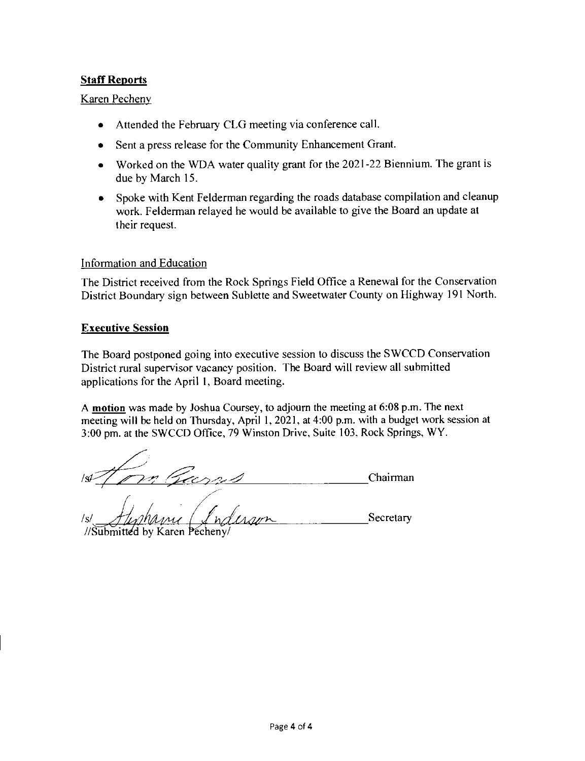**Staff Reports**

Karen Pecheny

- Attended the February CLG meeting via conference call.
- Sent a press release for the Community Enhancement Grant.
- Worked on the WDA water quality grant for the 2021-22 Biennium. The grant is due by March 15.
- Spoke with Kent Felderman regarding the roads database compilation and cleanup work. Felderman relayed he would be available to give the Board an update at their request.

Information and Education

The District received from the Rock Springs Field Office a Renewal for the Conservation District Boundary sign between Sublette and Sweetwater County on Highway 191 North.

**Executive Session**

The Board postponed going into executive session to discuss the SWCCD Conservation District rural supervisor vacancy position. The Board will review all submitted applications for the April 1, Board meeting.

A **motion** was made by Joshua Coursey, to adjourn the meeting at 6:08 p.m. The next meeting will be held on Thursday, April 1, 2021, at 4:00 p.m. with a budget work session at 3:00 pm. at the SWCCD Office, 79 Winston Drive, Suite 103, Rock Springs, WY.

/s/ Tom Burns ______________ Chairman

/s/ Stephanie Anderson ______________ Secretary

//Submitted by Karen Pecheny/